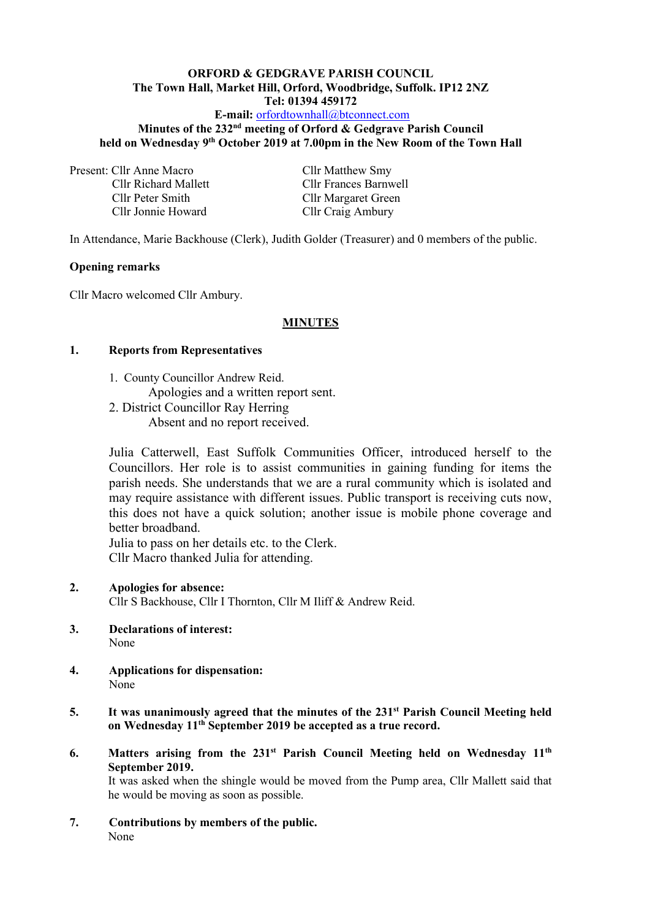**ORFORD & GEDGRAVE PARISH COUNCIL**
**The Town Hall, Market Hill, Orford, Woodbridge, Suffolk. IP12 2NZ**
**Tel: 01394 459172**
**E-mail:** orfordtownhall@btconnect.com
**Minutes of the 232nd meeting of Orford & Gedgrave Parish Council held on Wednesday 9th October 2019 at 7.00pm in the New Room of the Town Hall**

Present: Cllr Anne Macro
Cllr Richard Mallett
Cllr Peter Smith
Cllr Jonnie Howard
Cllr Matthew Smy
Cllr Frances Barnwell
Cllr Margaret Green
Cllr Craig Ambury

In Attendance, Marie Backhouse (Clerk), Judith Golder (Treasurer) and 0 members of the public.

**Opening remarks**

Cllr Macro welcomed Cllr Ambury.

## MINUTES

**1. Reports from Representatives**

1. County Councillor Andrew Reid.
   Apologies and a written report sent.
2. District Councillor Ray Herring
   Absent and no report received.

Julia Catterwell, East Suffolk Communities Officer, introduced herself to the Councillors. Her role is to assist communities in gaining funding for items the parish needs. She understands that we are a rural community which is isolated and may require assistance with different issues. Public transport is receiving cuts now, this does not have a quick solution; another issue is mobile phone coverage and better broadband.
Julia to pass on her details etc. to the Clerk.
Cllr Macro thanked Julia for attending.

**2. Apologies for absence:**
Cllr S Backhouse, Cllr I Thornton, Cllr M Iliff & Andrew Reid.

**3. Declarations of interest:**
None

**4. Applications for dispensation:**
None

**5. It was unanimously agreed that the minutes of the 231st Parish Council Meeting held on Wednesday 11th September 2019 be accepted as a true record.**

**6. Matters arising from the 231st Parish Council Meeting held on Wednesday 11th September 2019.**
It was asked when the shingle would be moved from the Pump area, Cllr Mallett said that he would be moving as soon as possible.

**7. Contributions by members of the public.**
None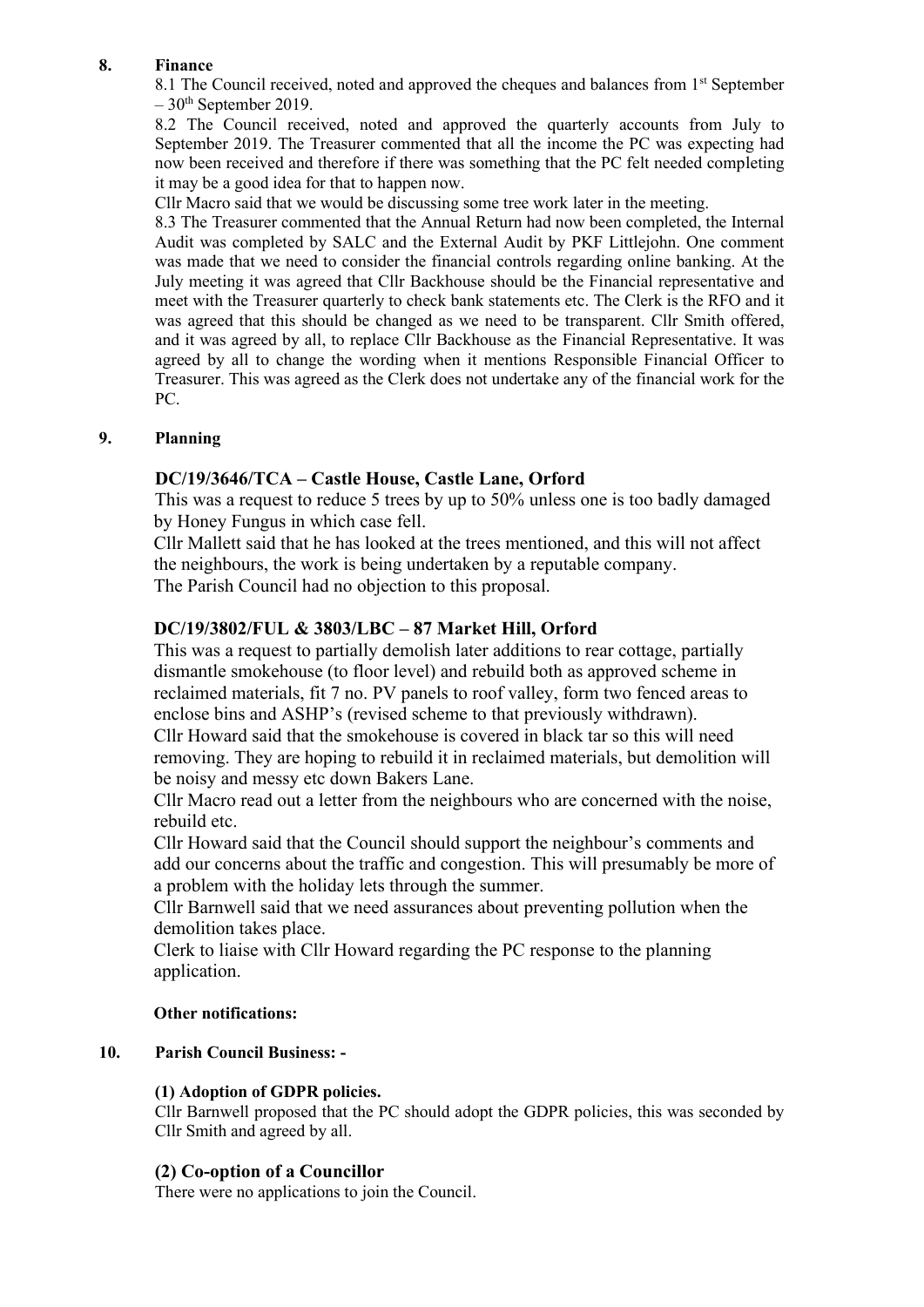## 8. Finance

8.1 The Council received, noted and approved the cheques and balances from 1st September – 30th September 2019.

8.2 The Council received, noted and approved the quarterly accounts from July to September 2019. The Treasurer commented that all the income the PC was expecting had now been received and therefore if there was something that the PC felt needed completing it may be a good idea for that to happen now.

Cllr Macro said that we would be discussing some tree work later in the meeting.

8.3 The Treasurer commented that the Annual Return had now been completed, the Internal Audit was completed by SALC and the External Audit by PKF Littlejohn. One comment was made that we need to consider the financial controls regarding online banking. At the July meeting it was agreed that Cllr Backhouse should be the Financial representative and meet with the Treasurer quarterly to check bank statements etc. The Clerk is the RFO and it was agreed that this should be changed as we need to be transparent. Cllr Smith offered, and it was agreed by all, to replace Cllr Backhouse as the Financial Representative. It was agreed by all to change the wording when it mentions Responsible Financial Officer to Treasurer. This was agreed as the Clerk does not undertake any of the financial work for the PC.

## 9. Planning

### DC/19/3646/TCA – Castle House, Castle Lane, Orford

This was a request to reduce 5 trees by up to 50% unless one is too badly damaged by Honey Fungus in which case fell.

Cllr Mallett said that he has looked at the trees mentioned, and this will not affect the neighbours, the work is being undertaken by a reputable company.

The Parish Council had no objection to this proposal.

### DC/19/3802/FUL & 3803/LBC – 87 Market Hill, Orford

This was a request to partially demolish later additions to rear cottage, partially dismantle smokehouse (to floor level) and rebuild both as approved scheme in reclaimed materials, fit 7 no. PV panels to roof valley, form two fenced areas to enclose bins and ASHP's (revised scheme to that previously withdrawn).

Cllr Howard said that the smokehouse is covered in black tar so this will need removing. They are hoping to rebuild it in reclaimed materials, but demolition will be noisy and messy etc down Bakers Lane.

Cllr Macro read out a letter from the neighbours who are concerned with the noise, rebuild etc.

Cllr Howard said that the Council should support the neighbour's comments and add our concerns about the traffic and congestion. This will presumably be more of a problem with the holiday lets through the summer.

Cllr Barnwell said that we need assurances about preventing pollution when the demolition takes place.

Clerk to liaise with Cllr Howard regarding the PC response to the planning application.

**Other notifications:**

## 10. Parish Council Business: -

### (1) Adoption of GDPR policies.

Cllr Barnwell proposed that the PC should adopt the GDPR policies, this was seconded by Cllr Smith and agreed by all.

### (2) Co-option of a Councillor

There were no applications to join the Council.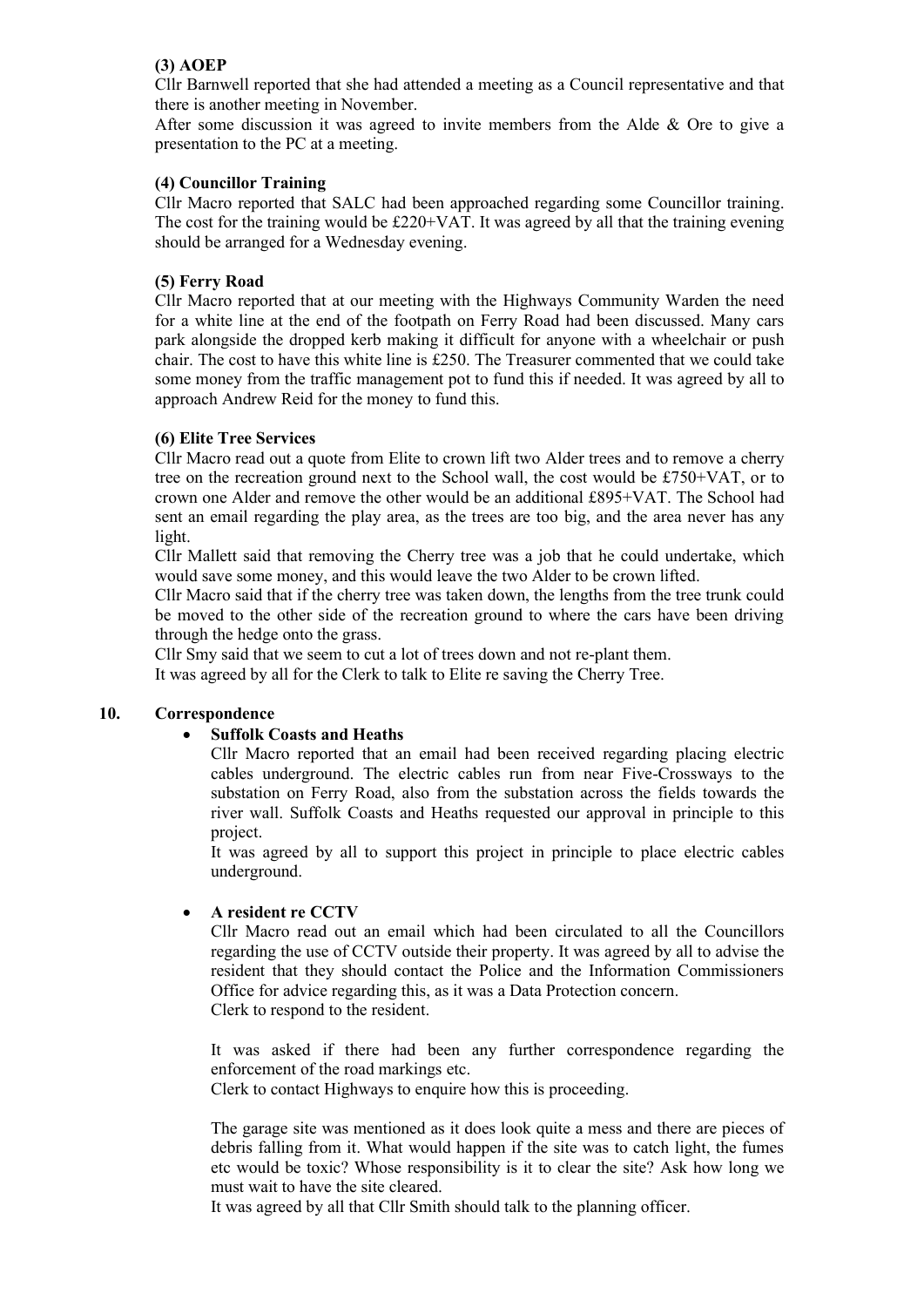**(3) AOEP**

Cllr Barnwell reported that she had attended a meeting as a Council representative and that there is another meeting in November.

After some discussion it was agreed to invite members from the Alde & Ore to give a presentation to the PC at a meeting.

**(4) Councillor Training**

Cllr Macro reported that SALC had been approached regarding some Councillor training. The cost for the training would be £220+VAT. It was agreed by all that the training evening should be arranged for a Wednesday evening.

**(5) Ferry Road**

Cllr Macro reported that at our meeting with the Highways Community Warden the need for a white line at the end of the footpath on Ferry Road had been discussed. Many cars park alongside the dropped kerb making it difficult for anyone with a wheelchair or push chair. The cost to have this white line is £250. The Treasurer commented that we could take some money from the traffic management pot to fund this if needed. It was agreed by all to approach Andrew Reid for the money to fund this.

**(6) Elite Tree Services**

Cllr Macro read out a quote from Elite to crown lift two Alder trees and to remove a cherry tree on the recreation ground next to the School wall, the cost would be £750+VAT, or to crown one Alder and remove the other would be an additional £895+VAT. The School had sent an email regarding the play area, as the trees are too big, and the area never has any light.

Cllr Mallett said that removing the Cherry tree was a job that he could undertake, which would save some money, and this would leave the two Alder to be crown lifted.

Cllr Macro said that if the cherry tree was taken down, the lengths from the tree trunk could be moved to the other side of the recreation ground to where the cars have been driving through the hedge onto the grass.

Cllr Smy said that we seem to cut a lot of trees down and not re-plant them.

It was agreed by all for the Clerk to talk to Elite re saving the Cherry Tree.

**10. Correspondence**

- **Suffolk Coasts and Heaths**

  Cllr Macro reported that an email had been received regarding placing electric cables underground. The electric cables run from near Five-Crossways to the substation on Ferry Road, also from the substation across the fields towards the river wall. Suffolk Coasts and Heaths requested our approval in principle to this project.

  It was agreed by all to support this project in principle to place electric cables underground.

- **A resident re CCTV**

  Cllr Macro read out an email which had been circulated to all the Councillors regarding the use of CCTV outside their property. It was agreed by all to advise the resident that they should contact the Police and the Information Commissioners Office for advice regarding this, as it was a Data Protection concern.
  Clerk to respond to the resident.

  It was asked if there had been any further correspondence regarding the enforcement of the road markings etc.
  Clerk to contact Highways to enquire how this is proceeding.

  The garage site was mentioned as it does look quite a mess and there are pieces of debris falling from it. What would happen if the site was to catch light, the fumes etc would be toxic? Whose responsibility is it to clear the site? Ask how long we must wait to have the site cleared.
  It was agreed by all that Cllr Smith should talk to the planning officer.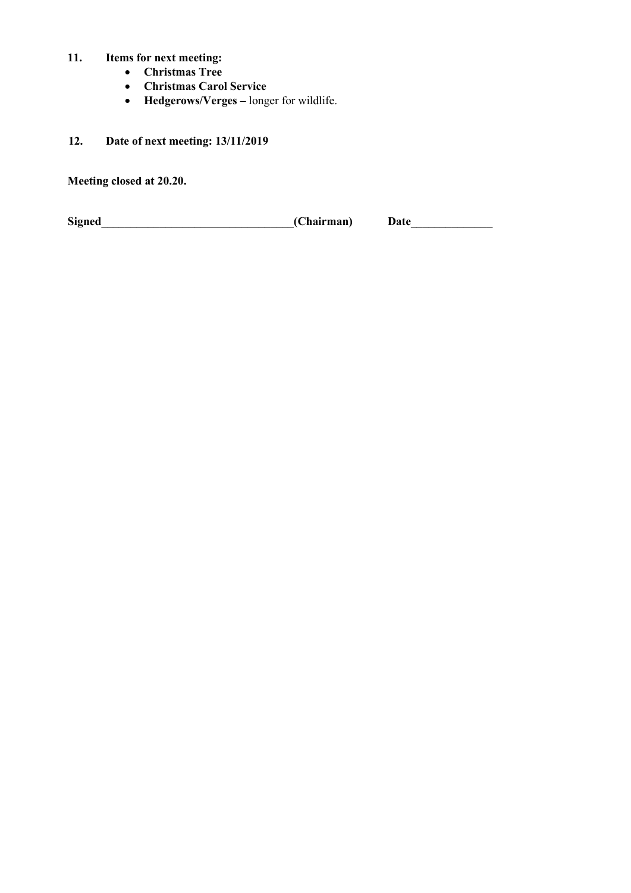**11. Items for next meeting:**

- **Christmas Tree**
- **Christmas Carol Service**
- **Hedgerows/Verges –** longer for wildlife.

**12. Date of next meeting: 13/11/2019**

**Meeting closed at 20.20.**

**Signed_________________________________(Chairman) Date______________**